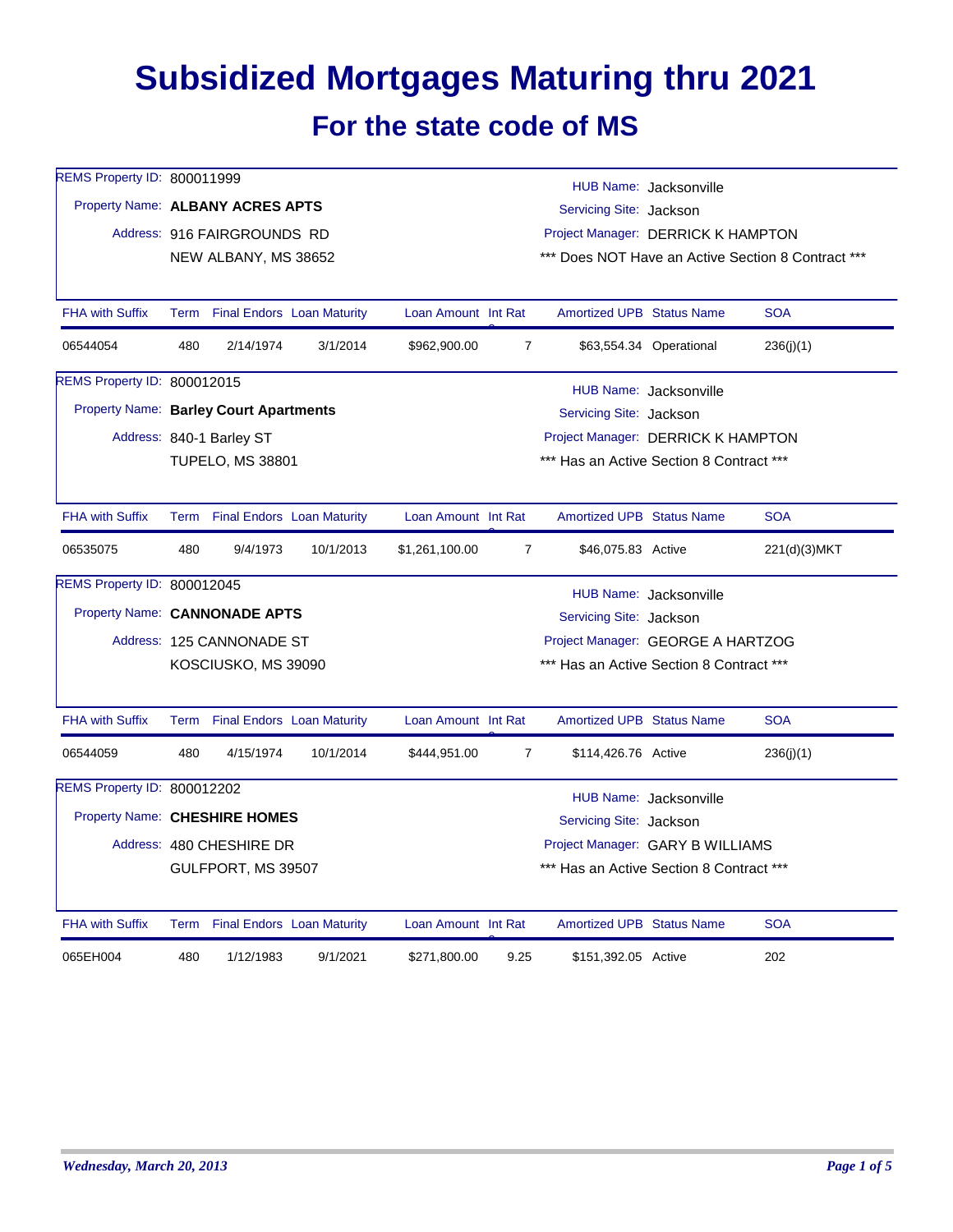# Subsidized Mortgages Maturing thru 2021

## For the state code of MS

REMS Property ID: 800011999
Property Name: **ALBANY ACRES APTS**
Address: 916 FAIRGROUNDS RD
NEW ALBANY, MS 38652

HUB Name: Jacksonville
Servicing Site: Jackson
Project Manager: DERRICK K HAMPTON
*** Does NOT Have an Active Section 8 Contract ***

| FHA with Suffix | Term | Final Endors | Loan Maturity | Loan Amount | Int Rate | Amortized UPB | Status Name | SOA |
|---|---|---|---|---|---|---|---|---|
| 06544054 | 480 | 2/14/1974 | 3/1/2014 | $962,900.00 | 7 | $63,554.34 | Operational | 236(j)(1) |

REMS Property ID: 800012015
Property Name: **Barley Court Apartments**
Address: 840-1 Barley ST
TUPELO, MS 38801

HUB Name: Jacksonville
Servicing Site: Jackson
Project Manager: DERRICK K HAMPTON
*** Has an Active Section 8 Contract ***

| FHA with Suffix | Term | Final Endors | Loan Maturity | Loan Amount | Int Rate | Amortized UPB | Status Name | SOA |
|---|---|---|---|---|---|---|---|---|
| 06535075 | 480 | 9/4/1973 | 10/1/2013 | $1,261,100.00 | 7 | $46,075.83 | Active | 221(d)(3)MKT |

REMS Property ID: 800012045
Property Name: **CANNONADE APTS**
Address: 125 CANNONADE ST
KOSCIUSKO, MS 39090

HUB Name: Jacksonville
Servicing Site: Jackson
Project Manager: GEORGE A HARTZOG
*** Has an Active Section 8 Contract ***

| FHA with Suffix | Term | Final Endors | Loan Maturity | Loan Amount | Int Rate | Amortized UPB | Status Name | SOA |
|---|---|---|---|---|---|---|---|---|
| 06544059 | 480 | 4/15/1974 | 10/1/2014 | $444,951.00 | 7 | $114,426.76 | Active | 236(j)(1) |

REMS Property ID: 800012202
Property Name: **CHESHIRE HOMES**
Address: 480 CHESHIRE DR
GULFPORT, MS 39507

HUB Name: Jacksonville
Servicing Site: Jackson
Project Manager: GARY B WILLIAMS
*** Has an Active Section 8 Contract ***

| FHA with Suffix | Term | Final Endors | Loan Maturity | Loan Amount | Int Rate | Amortized UPB | Status Name | SOA |
|---|---|---|---|---|---|---|---|---|
| 065EH004 | 480 | 1/12/1983 | 9/1/2021 | $271,800.00 | 9.25 | $151,392.05 | Active | 202 |

*Wednesday, March 20, 2013*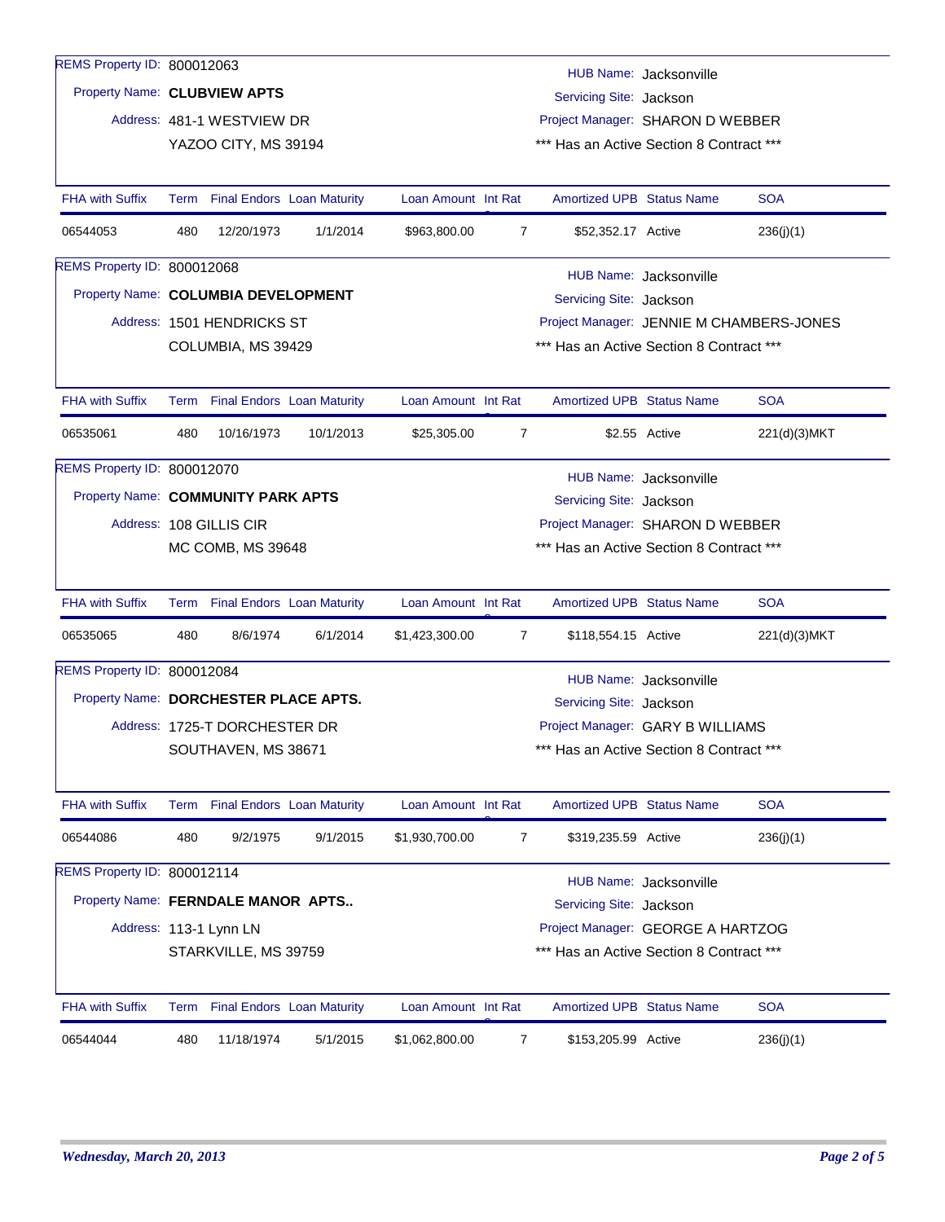REMS Property ID: 800012063

Property Name: **CLUBVIEW APTS**

Address: 481-1 WESTVIEW DR
YAZOO CITY, MS 39194

HUB Name: Jacksonville
Servicing Site: Jackson
Project Manager: SHARON D WEBBER
*** Has an Active Section 8 Contract ***

| FHA with Suffix | Term | Final Endors | Loan Maturity | Loan Amount | Int Rate | Amortized UPB | Status Name | SOA |
|---|---|---|---|---|---|---|---|---|
| 06544053 | 480 | 12/20/1973 | 1/1/2014 | $963,800.00 | 7 | $52,352.17 | Active | 236(j)(1) |

REMS Property ID: 800012068

Property Name: **COLUMBIA DEVELOPMENT**

Address: 1501 HENDRICKS ST
COLUMBIA, MS 39429

HUB Name: Jacksonville
Servicing Site: Jackson
Project Manager: JENNIE M CHAMBERS-JONES
*** Has an Active Section 8 Contract ***

| FHA with Suffix | Term | Final Endors | Loan Maturity | Loan Amount | Int Rate | Amortized UPB | Status Name | SOA |
|---|---|---|---|---|---|---|---|---|
| 06535061 | 480 | 10/16/1973 | 10/1/2013 | $25,305.00 | 7 | $2.55 | Active | 221(d)(3)MKT |

REMS Property ID: 800012070

Property Name: **COMMUNITY PARK APTS**

Address: 108 GILLIS CIR
MC COMB, MS 39648

HUB Name: Jacksonville
Servicing Site: Jackson
Project Manager: SHARON D WEBBER
*** Has an Active Section 8 Contract ***

| FHA with Suffix | Term | Final Endors | Loan Maturity | Loan Amount | Int Rate | Amortized UPB | Status Name | SOA |
|---|---|---|---|---|---|---|---|---|
| 06535065 | 480 | 8/6/1974 | 6/1/2014 | $1,423,300.00 | 7 | $118,554.15 | Active | 221(d)(3)MKT |

REMS Property ID: 800012084

Property Name: **DORCHESTER PLACE APTS.**

Address: 1725-T DORCHESTER DR
SOUTHAVEN, MS 38671

HUB Name: Jacksonville
Servicing Site: Jackson
Project Manager: GARY B WILLIAMS
*** Has an Active Section 8 Contract ***

| FHA with Suffix | Term | Final Endors | Loan Maturity | Loan Amount | Int Rate | Amortized UPB | Status Name | SOA |
|---|---|---|---|---|---|---|---|---|
| 06544086 | 480 | 9/2/1975 | 9/1/2015 | $1,930,700.00 | 7 | $319,235.59 | Active | 236(j)(1) |

REMS Property ID: 800012114

Property Name: **FERNDALE MANOR APTS..**

Address: 113-1 Lynn LN
STARKVILLE, MS 39759

HUB Name: Jacksonville
Servicing Site: Jackson
Project Manager: GEORGE A HARTZOG
*** Has an Active Section 8 Contract ***

| FHA with Suffix | Term | Final Endors | Loan Maturity | Loan Amount | Int Rate | Amortized UPB | Status Name | SOA |
|---|---|---|---|---|---|---|---|---|
| 06544044 | 480 | 11/18/1974 | 5/1/2015 | $1,062,800.00 | 7 | $153,205.99 | Active | 236(j)(1) |

*Wednesday, March 20, 2013*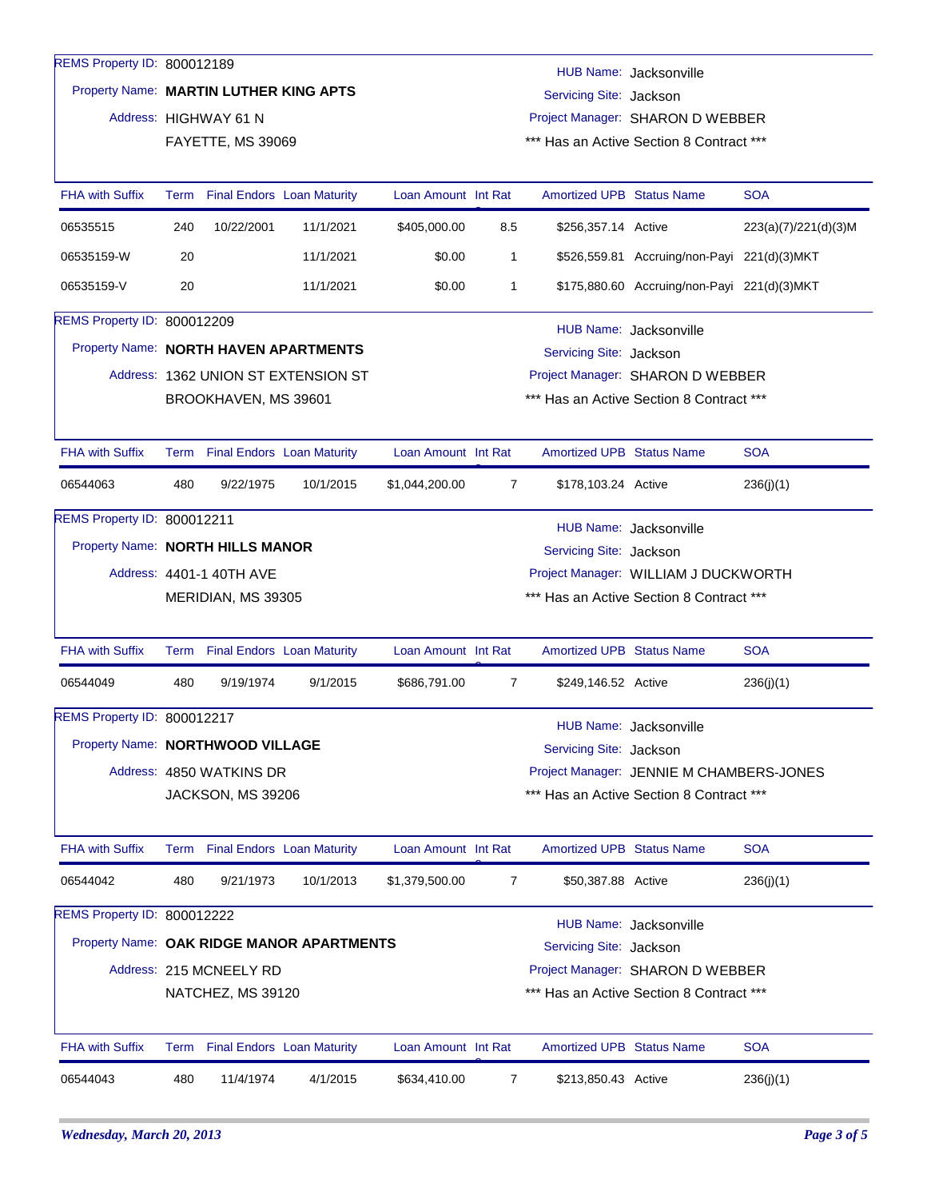REMS Property ID: 800012189

Property Name: **MARTIN LUTHER KING APTS**

Address: HIGHWAY 61 N
FAYETTE, MS 39069

HUB Name: Jacksonville
Servicing Site: Jackson
Project Manager: SHARON D WEBBER
*** Has an Active Section 8 Contract ***

| FHA with Suffix | Term | Final Endors | Loan Maturity | Loan Amount | Int Rate | Amortized UPB | Status Name | SOA |
|---|---|---|---|---|---|---|---|---|
| 06535515 | 240 | 10/22/2001 | 11/1/2021 | $405,000.00 | 8.5 | $256,357.14 | Active | 223(a)(7)/221(d)(3)M |
| 06535159-W | 20 | | 11/1/2021 | $0.00 | 1 | $526,559.81 | Accruing/non-Payi | 221(d)(3)MKT |
| 06535159-V | 20 | | 11/1/2021 | $0.00 | 1 | $175,880.60 | Accruing/non-Payi | 221(d)(3)MKT |

REMS Property ID: 800012209

Property Name: **NORTH HAVEN APARTMENTS**

Address: 1362 UNION ST EXTENSION ST
BROOKHAVEN, MS 39601

HUB Name: Jacksonville
Servicing Site: Jackson
Project Manager: SHARON D WEBBER
*** Has an Active Section 8 Contract ***

| FHA with Suffix | Term | Final Endors | Loan Maturity | Loan Amount | Int Rate | Amortized UPB | Status Name | SOA |
|---|---|---|---|---|---|---|---|---|
| 06544063 | 480 | 9/22/1975 | 10/1/2015 | $1,044,200.00 | 7 | $178,103.24 | Active | 236(j)(1) |

REMS Property ID: 800012211

Property Name: **NORTH HILLS MANOR**

Address: 4401-1 40TH AVE
MERIDIAN, MS 39305

HUB Name: Jacksonville
Servicing Site: Jackson
Project Manager: WILLIAM J DUCKWORTH
*** Has an Active Section 8 Contract ***

| FHA with Suffix | Term | Final Endors | Loan Maturity | Loan Amount | Int Rate | Amortized UPB | Status Name | SOA |
|---|---|---|---|---|---|---|---|---|
| 06544049 | 480 | 9/19/1974 | 9/1/2015 | $686,791.00 | 7 | $249,146.52 | Active | 236(j)(1) |

REMS Property ID: 800012217

Property Name: **NORTHWOOD VILLAGE**

Address: 4850 WATKINS DR
JACKSON, MS 39206

HUB Name: Jacksonville
Servicing Site: Jackson
Project Manager: JENNIE M CHAMBERS-JONES
*** Has an Active Section 8 Contract ***

| FHA with Suffix | Term | Final Endors | Loan Maturity | Loan Amount | Int Rate | Amortized UPB | Status Name | SOA |
|---|---|---|---|---|---|---|---|---|
| 06544042 | 480 | 9/21/1973 | 10/1/2013 | $1,379,500.00 | 7 | $50,387.88 | Active | 236(j)(1) |

REMS Property ID: 800012222

Property Name: **OAK RIDGE MANOR APARTMENTS**

Address: 215 MCNEELY RD
NATCHEZ, MS 39120

HUB Name: Jacksonville
Servicing Site: Jackson
Project Manager: SHARON D WEBBER
*** Has an Active Section 8 Contract ***

| FHA with Suffix | Term | Final Endors | Loan Maturity | Loan Amount | Int Rate | Amortized UPB | Status Name | SOA |
|---|---|---|---|---|---|---|---|---|
| 06544043 | 480 | 11/4/1974 | 4/1/2015 | $634,410.00 | 7 | $213,850.43 | Active | 236(j)(1) |

*Wednesday, March 20, 2013*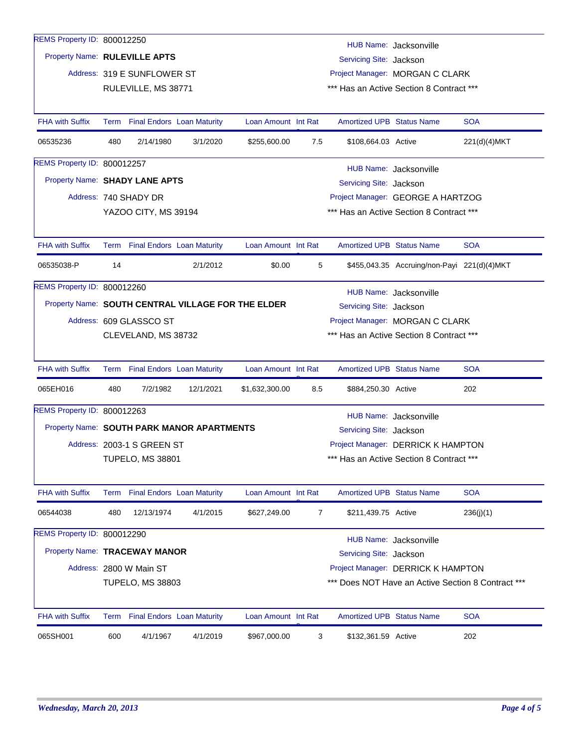REMS Property ID: 800012250

Property Name: **RULEVILLE APTS**

Address: 319 E SUNFLOWER ST
RULEVILLE, MS 38771

HUB Name: Jacksonville
Servicing Site: Jackson
Project Manager: MORGAN C CLARK
*** Has an Active Section 8 Contract ***

| FHA with Suffix | Term | Final Endors | Loan Maturity | Loan Amount | Int Rat | Amortized UPB | Status Name | SOA |
|---|---|---|---|---|---|---|---|---|
| 06535236 | 480 | 2/14/1980 | 3/1/2020 | $255,600.00 | 7.5 | $108,664.03 | Active | 221(d)(4)MKT |

REMS Property ID: 800012257

Property Name: **SHADY LANE APTS**

Address: 740 SHADY DR
YAZOO CITY, MS 39194

HUB Name: Jacksonville
Servicing Site: Jackson
Project Manager: GEORGE A HARTZOG
*** Has an Active Section 8 Contract ***

| FHA with Suffix | Term | Final Endors | Loan Maturity | Loan Amount | Int Rat | Amortized UPB | Status Name | SOA |
|---|---|---|---|---|---|---|---|---|
| 06535038-P | 14 | | 2/1/2012 | $0.00 | 5 | $455,043.35 | Accruing/non-Payi | 221(d)(4)MKT |

REMS Property ID: 800012260

Property Name: **SOUTH CENTRAL VILLAGE FOR THE ELDER**

Address: 609 GLASSCO ST
CLEVELAND, MS 38732

HUB Name: Jacksonville
Servicing Site: Jackson
Project Manager: MORGAN C CLARK
*** Has an Active Section 8 Contract ***

| FHA with Suffix | Term | Final Endors | Loan Maturity | Loan Amount | Int Rat | Amortized UPB | Status Name | SOA |
|---|---|---|---|---|---|---|---|---|
| 065EH016 | 480 | 7/2/1982 | 12/1/2021 | $1,632,300.00 | 8.5 | $884,250.30 | Active | 202 |

REMS Property ID: 800012263

Property Name: **SOUTH PARK MANOR APARTMENTS**

Address: 2003-1 S GREEN ST
TUPELO, MS 38801

HUB Name: Jacksonville
Servicing Site: Jackson
Project Manager: DERRICK K HAMPTON
*** Has an Active Section 8 Contract ***

| FHA with Suffix | Term | Final Endors | Loan Maturity | Loan Amount | Int Rat | Amortized UPB | Status Name | SOA |
|---|---|---|---|---|---|---|---|---|
| 06544038 | 480 | 12/13/1974 | 4/1/2015 | $627,249.00 | 7 | $211,439.75 | Active | 236(j)(1) |

REMS Property ID: 800012290

Property Name: **TRACEWAY MANOR**

Address: 2800 W Main ST
TUPELO, MS 38803

HUB Name: Jacksonville
Servicing Site: Jackson
Project Manager: DERRICK K HAMPTON
*** Does NOT Have an Active Section 8 Contract ***

| FHA with Suffix | Term | Final Endors | Loan Maturity | Loan Amount | Int Rat | Amortized UPB | Status Name | SOA |
|---|---|---|---|---|---|---|---|---|
| 065SH001 | 600 | 4/1/1967 | 4/1/2019 | $967,000.00 | 3 | $132,361.59 | Active | 202 |

*Wednesday, March 20, 2013*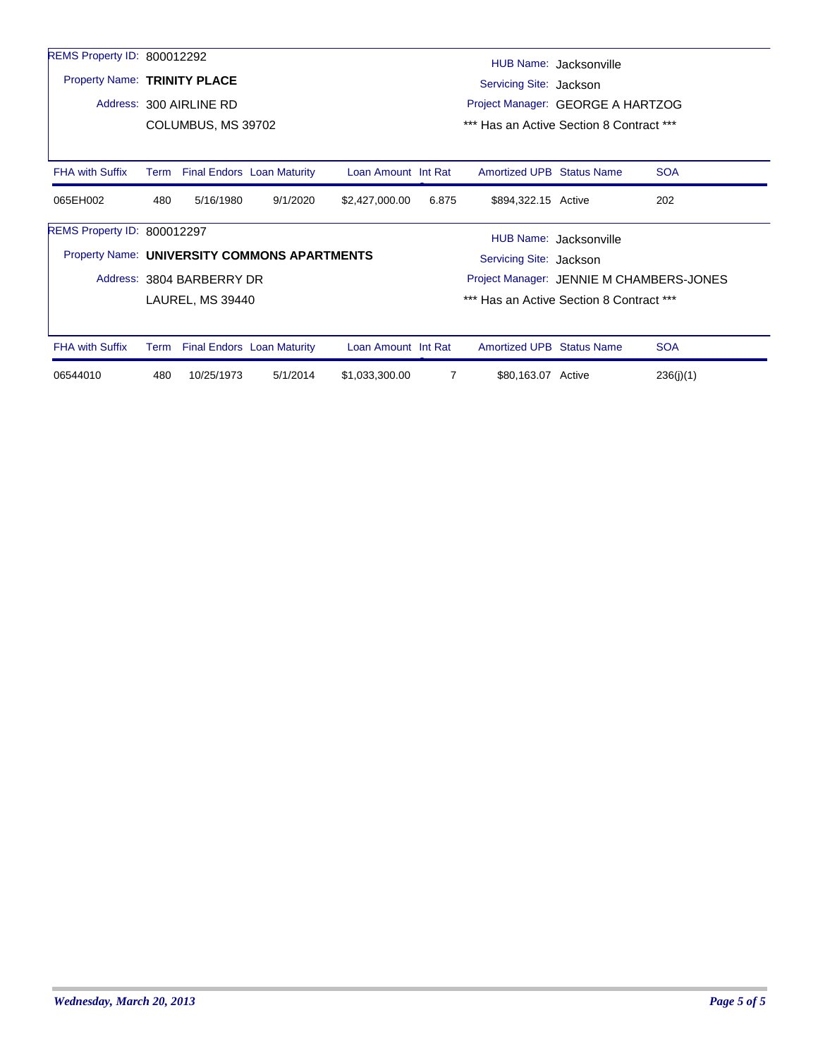REMS Property ID: 800012292

Property Name: **TRINITY PLACE**

Address: 300 AIRLINE RD
COLUMBUS, MS 39702

HUB Name: Jacksonville
Servicing Site: Jackson
Project Manager: GEORGE A HARTZOG
*** Has an Active Section 8 Contract ***

| FHA with Suffix | Term | Final Endors | Loan Maturity | Loan Amount | Int Rate | Amortized UPB | Status Name | SOA |
|---|---|---|---|---|---|---|---|---|
| 065EH002 | 480 | 5/16/1980 | 9/1/2020 | $2,427,000.00 | 6.875 | $894,322.15 | Active | 202 |

REMS Property ID: 800012297

Property Name: **UNIVERSITY COMMONS APARTMENTS**

Address: 3804 BARBERRY DR
LAUREL, MS 39440

HUB Name: Jacksonville
Servicing Site: Jackson
Project Manager: JENNIE M CHAMBERS-JONES
*** Has an Active Section 8 Contract ***

| FHA with Suffix | Term | Final Endors | Loan Maturity | Loan Amount | Int Rate | Amortized UPB | Status Name | SOA |
|---|---|---|---|---|---|---|---|---|
| 06544010 | 480 | 10/25/1973 | 5/1/2014 | $1,033,300.00 | 7 | $80,163.07 | Active | 236(j)(1) |

*Wednesday, March 20, 2013*